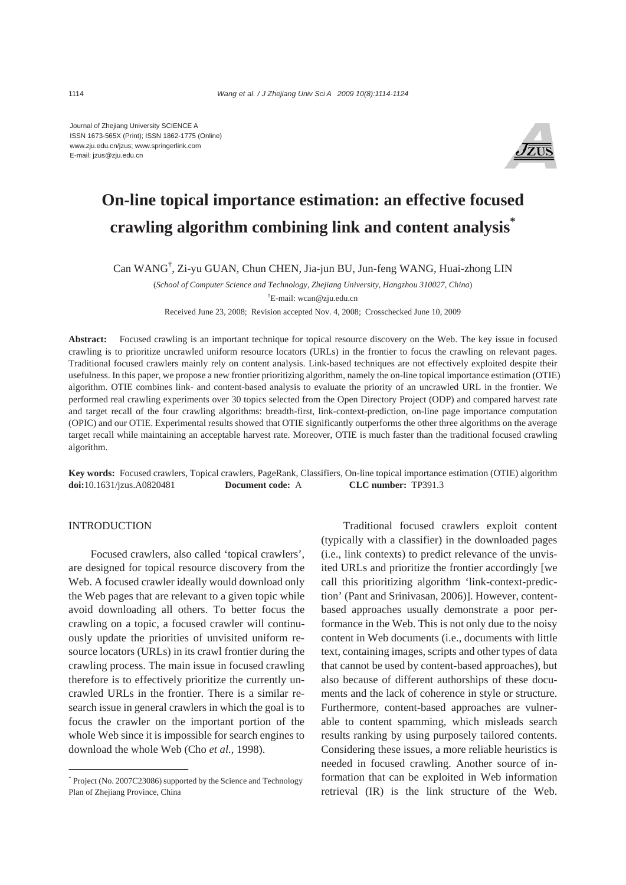Journal of Zhejiang University SCIENCE A
ISSN 1673-565X (Print); ISSN 1862-1775 (Online)
www.zju.edu.cn/jzus; www.springerlink.com
E-mail: jzus@zju.edu.cn

# On-line topical importance estimation: an effective focused crawling algorithm combining link and content analysis*

Can WANG[†], Zi-yu GUAN, Chun CHEN, Jia-jun BU, Jun-feng WANG, Huai-zhong LIN

(*School of Computer Science and Technology, Zhejiang University, Hangzhou 310027, China*)

[†]E-mail: wcan@zju.edu.cn

Received June 23, 2008; Revision accepted Nov. 4, 2008; Crosschecked June 10, 2009

**Abstract:** Focused crawling is an important technique for topical resource discovery on the Web. The key issue in focused crawling is to prioritize uncrawled uniform resource locators (URLs) in the frontier to focus the crawling on relevant pages. Traditional focused crawlers mainly rely on content analysis. Link-based techniques are not effectively exploited despite their usefulness. In this paper, we propose a new frontier prioritizing algorithm, namely the on-line topical importance estimation (OTIE) algorithm. OTIE combines link- and content-based analysis to evaluate the priority of an uncrawled URL in the frontier. We performed real crawling experiments over 30 topics selected from the Open Directory Project (ODP) and compared harvest rate and target recall of the four crawling algorithms: breadth-first, link-context-prediction, on-line page importance computation (OPIC) and our OTIE. Experimental results showed that OTIE significantly outperforms the other three algorithms on the average target recall while maintaining an acceptable harvest rate. Moreover, OTIE is much faster than the traditional focused crawling algorithm.

**Key words:** Focused crawlers, Topical crawlers, PageRank, Classifiers, On-line topical importance estimation (OTIE) algorithm
**doi:**10.1631/jzus.A0820481 **Document code:** A **CLC number:** TP391.3

## INTRODUCTION

Focused crawlers, also called 'topical crawlers', are designed for topical resource discovery from the Web. A focused crawler ideally would download only the Web pages that are relevant to a given topic while avoid downloading all others. To better focus the crawling on a topic, a focused crawler will continuously update the priorities of unvisited uniform resource locators (URLs) in its crawl frontier during the crawling process. The main issue in focused crawling therefore is to effectively prioritize the currently uncrawled URLs in the frontier. There is a similar research issue in general crawlers in which the goal is to focus the crawler on the important portion of the whole Web since it is impossible for search engines to download the whole Web (Cho *et al.*, 1998).

Traditional focused crawlers exploit content (typically with a classifier) in the downloaded pages (i.e., link contexts) to predict relevance of the unvisited URLs and prioritize the frontier accordingly [we call this prioritizing algorithm 'link-context-prediction' (Pant and Srinivasan, 2006)]. However, content-based approaches usually demonstrate a poor performance in the Web. This is not only due to the noisy content in Web documents (i.e., documents with little text, containing images, scripts and other types of data that cannot be used by content-based approaches), but also because of different authorships of these documents and the lack of coherence in style or structure. Furthermore, content-based approaches are vulnerable to content spamming, which misleads search results ranking by using purposely tailored contents. Considering these issues, a more reliable heuristics is needed in focused crawling. Another source of information that can be exploited in Web information retrieval (IR) is the link structure of the Web.

* Project (No. 2007C23086) supported by the Science and Technology Plan of Zhejiang Province, China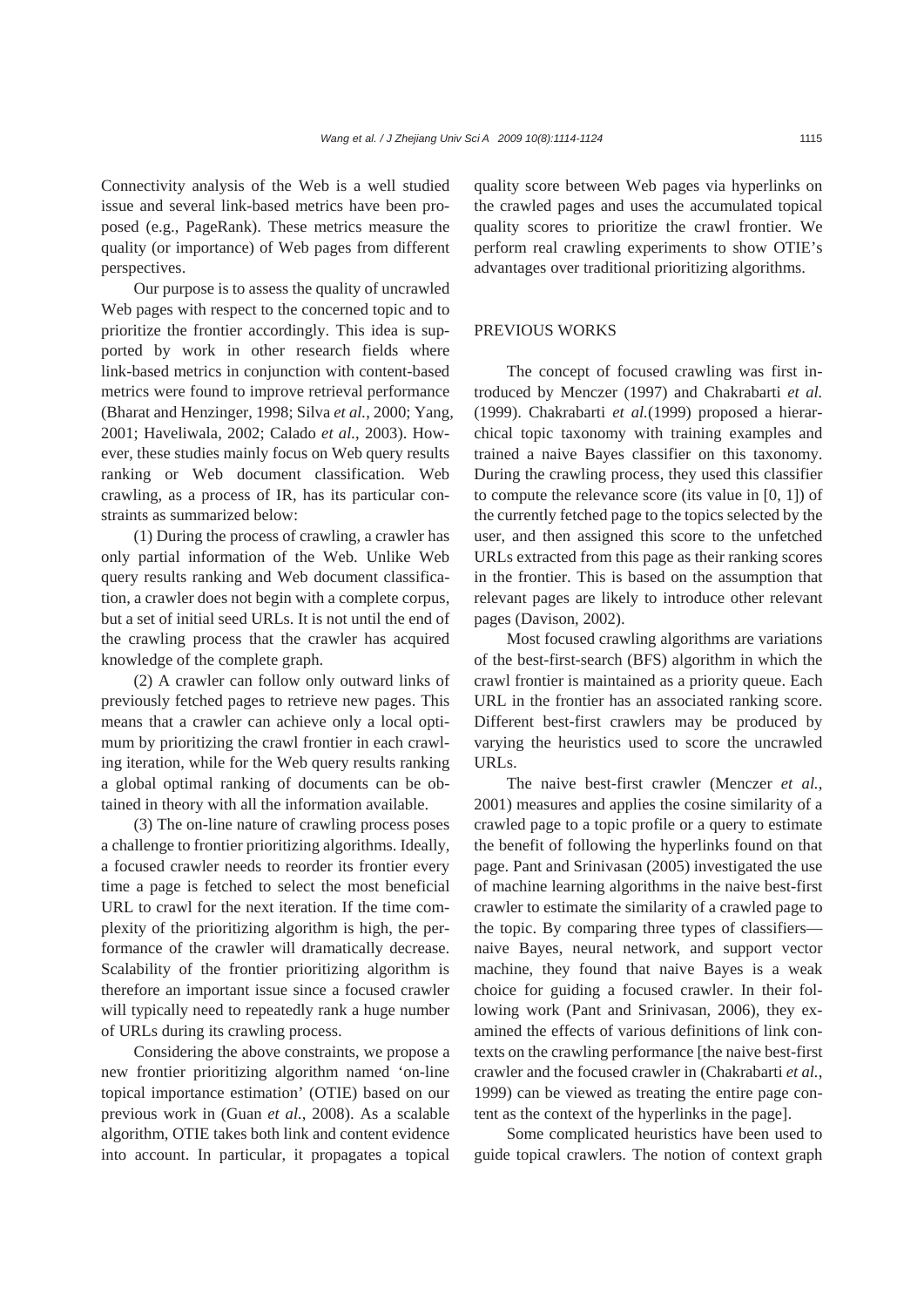Connectivity analysis of the Web is a well studied issue and several link-based metrics have been proposed (e.g., PageRank). These metrics measure the quality (or importance) of Web pages from different perspectives.

Our purpose is to assess the quality of uncrawled Web pages with respect to the concerned topic and to prioritize the frontier accordingly. This idea is supported by work in other research fields where link-based metrics in conjunction with content-based metrics were found to improve retrieval performance (Bharat and Henzinger, 1998; Silva *et al.*, 2000; Yang, 2001; Haveliwala, 2002; Calado *et al.*, 2003). However, these studies mainly focus on Web query results ranking or Web document classification. Web crawling, as a process of IR, has its particular constraints as summarized below:

(1) During the process of crawling, a crawler has only partial information of the Web. Unlike Web query results ranking and Web document classification, a crawler does not begin with a complete corpus, but a set of initial seed URLs. It is not until the end of the crawling process that the crawler has acquired knowledge of the complete graph.

(2) A crawler can follow only outward links of previously fetched pages to retrieve new pages. This means that a crawler can achieve only a local optimum by prioritizing the crawl frontier in each crawling iteration, while for the Web query results ranking a global optimal ranking of documents can be obtained in theory with all the information available.

(3) The on-line nature of crawling process poses a challenge to frontier prioritizing algorithms. Ideally, a focused crawler needs to reorder its frontier every time a page is fetched to select the most beneficial URL to crawl for the next iteration. If the time complexity of the prioritizing algorithm is high, the performance of the crawler will dramatically decrease. Scalability of the frontier prioritizing algorithm is therefore an important issue since a focused crawler will typically need to repeatedly rank a huge number of URLs during its crawling process.

Considering the above constraints, we propose a new frontier prioritizing algorithm named 'on-line topical importance estimation' (OTIE) based on our previous work in (Guan *et al.*, 2008). As a scalable algorithm, OTIE takes both link and content evidence into account. In particular, it propagates a topical quality score between Web pages via hyperlinks on the crawled pages and uses the accumulated topical quality scores to prioritize the crawl frontier. We perform real crawling experiments to show OTIE's advantages over traditional prioritizing algorithms.

## PREVIOUS WORKS

The concept of focused crawling was first introduced by Menczer (1997) and Chakrabarti *et al.* (1999). Chakrabarti *et al.*(1999) proposed a hierarchical topic taxonomy with training examples and trained a naive Bayes classifier on this taxonomy. During the crawling process, they used this classifier to compute the relevance score (its value in [0, 1]) of the currently fetched page to the topics selected by the user, and then assigned this score to the unfetched URLs extracted from this page as their ranking scores in the frontier. This is based on the assumption that relevant pages are likely to introduce other relevant pages (Davison, 2002).

Most focused crawling algorithms are variations of the best-first-search (BFS) algorithm in which the crawl frontier is maintained as a priority queue. Each URL in the frontier has an associated ranking score. Different best-first crawlers may be produced by varying the heuristics used to score the uncrawled URLs.

The naive best-first crawler (Menczer *et al.*, 2001) measures and applies the cosine similarity of a crawled page to a topic profile or a query to estimate the benefit of following the hyperlinks found on that page. Pant and Srinivasan (2005) investigated the use of machine learning algorithms in the naive best-first crawler to estimate the similarity of a crawled page to the topic. By comparing three types of classifiers—naive Bayes, neural network, and support vector machine, they found that naive Bayes is a weak choice for guiding a focused crawler. In their following work (Pant and Srinivasan, 2006), they examined the effects of various definitions of link contexts on the crawling performance [the naive best-first crawler and the focused crawler in (Chakrabarti *et al.*, 1999) can be viewed as treating the entire page content as the context of the hyperlinks in the page].

Some complicated heuristics have been used to guide topical crawlers. The notion of context graph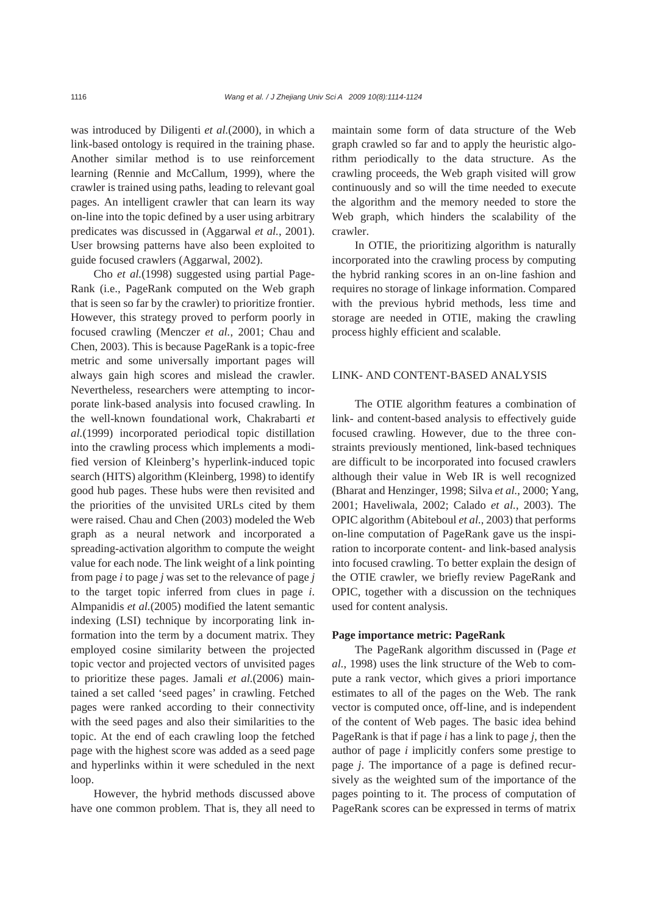was introduced by Diligenti *et al.*(2000), in which a link-based ontology is required in the training phase. Another similar method is to use reinforcement learning (Rennie and McCallum, 1999), where the crawler is trained using paths, leading to relevant goal pages. An intelligent crawler that can learn its way on-line into the topic defined by a user using arbitrary predicates was discussed in (Aggarwal *et al.*, 2001). User browsing patterns have also been exploited to guide focused crawlers (Aggarwal, 2002).

Cho *et al.*(1998) suggested using partial PageRank (i.e., PageRank computed on the Web graph that is seen so far by the crawler) to prioritize frontier. However, this strategy proved to perform poorly in focused crawling (Menczer *et al.*, 2001; Chau and Chen, 2003). This is because PageRank is a topic-free metric and some universally important pages will always gain high scores and mislead the crawler. Nevertheless, researchers were attempting to incorporate link-based analysis into focused crawling. In the well-known foundational work, Chakrabarti *et al.*(1999) incorporated periodical topic distillation into the crawling process which implements a modified version of Kleinberg's hyperlink-induced topic search (HITS) algorithm (Kleinberg, 1998) to identify good hub pages. These hubs were then revisited and the priorities of the unvisited URLs cited by them were raised. Chau and Chen (2003) modeled the Web graph as a neural network and incorporated a spreading-activation algorithm to compute the weight value for each node. The link weight of a link pointing from page *i* to page *j* was set to the relevance of page *j* to the target topic inferred from clues in page *i*. Almpanidis *et al.*(2005) modified the latent semantic indexing (LSI) technique by incorporating link information into the term by a document matrix. They employed cosine similarity between the projected topic vector and projected vectors of unvisited pages to prioritize these pages. Jamali *et al.*(2006) maintained a set called 'seed pages' in crawling. Fetched pages were ranked according to their connectivity with the seed pages and also their similarities to the topic. At the end of each crawling loop the fetched page with the highest score was added as a seed page and hyperlinks within it were scheduled in the next loop.

However, the hybrid methods discussed above have one common problem. That is, they all need to maintain some form of data structure of the Web graph crawled so far and to apply the heuristic algorithm periodically to the data structure. As the crawling proceeds, the Web graph visited will grow continuously and so will the time needed to execute the algorithm and the memory needed to store the Web graph, which hinders the scalability of the crawler.

In OTIE, the prioritizing algorithm is naturally incorporated into the crawling process by computing the hybrid ranking scores in an on-line fashion and requires no storage of linkage information. Compared with the previous hybrid methods, less time and storage are needed in OTIE, making the crawling process highly efficient and scalable.

## LINK- AND CONTENT-BASED ANALYSIS

The OTIE algorithm features a combination of link- and content-based analysis to effectively guide focused crawling. However, due to the three constraints previously mentioned, link-based techniques are difficult to be incorporated into focused crawlers although their value in Web IR is well recognized (Bharat and Henzinger, 1998; Silva *et al.*, 2000; Yang, 2001; Haveliwala, 2002; Calado *et al.*, 2003). The OPIC algorithm (Abiteboul *et al.*, 2003) that performs on-line computation of PageRank gave us the inspiration to incorporate content- and link-based analysis into focused crawling. To better explain the design of the OTIE crawler, we briefly review PageRank and OPIC, together with a discussion on the techniques used for content analysis.

### Page importance metric: PageRank

The PageRank algorithm discussed in (Page *et al.*, 1998) uses the link structure of the Web to compute a rank vector, which gives a priori importance estimates to all of the pages on the Web. The rank vector is computed once, off-line, and is independent of the content of Web pages. The basic idea behind PageRank is that if page *i* has a link to page *j*, then the author of page *i* implicitly confers some prestige to page *j*. The importance of a page is defined recursively as the weighted sum of the importance of the pages pointing to it. The process of computation of PageRank scores can be expressed in terms of matrix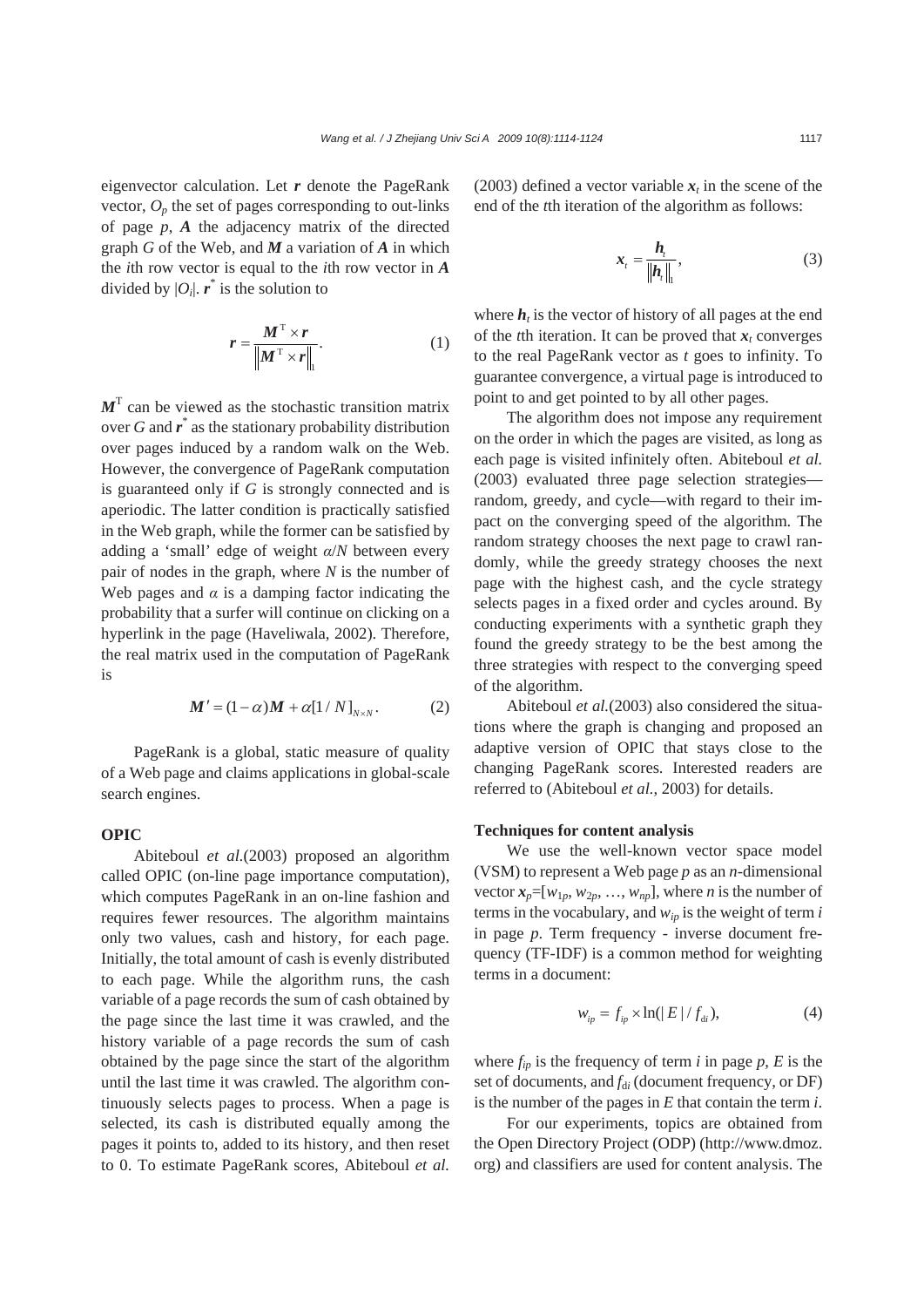eigenvector calculation. Let $\boldsymbol{r}$ denote the PageRank vector, $O_p$ the set of pages corresponding to out-links of page $p$, $\boldsymbol{A}$ the adjacency matrix of the directed graph $G$ of the Web, and $\boldsymbol{M}$ a variation of $\boldsymbol{A}$ in which the $i$th row vector is equal to the $i$th row vector in $\boldsymbol{A}$ divided by $|O_i|$. $\boldsymbol{r}^*$ is the solution to

$$\boldsymbol{r} = \frac{\boldsymbol{M}^{\mathrm{T}} \times \boldsymbol{r}}{\left\| \boldsymbol{M}^{\mathrm{T}} \times \boldsymbol{r} \right\|_1}. \tag{1}$$

$\boldsymbol{M}^{\mathrm{T}}$ can be viewed as the stochastic transition matrix over $G$ and $\boldsymbol{r}^*$ as the stationary probability distribution over pages induced by a random walk on the Web. However, the convergence of PageRank computation is guaranteed only if $G$ is strongly connected and is aperiodic. The latter condition is practically satisfied in the Web graph, while the former can be satisfied by adding a 'small' edge of weight $\alpha/N$ between every pair of nodes in the graph, where $N$ is the number of Web pages and $\alpha$ is a damping factor indicating the probability that a surfer will continue on clicking on a hyperlink in the page (Haveliwala, 2002). Therefore, the real matrix used in the computation of PageRank is

$$\boldsymbol{M}' = (1-\alpha)\boldsymbol{M} + \alpha[1/N]_{N\times N}. \tag{2}$$

PageRank is a global, static measure of quality of a Web page and claims applications in global-scale search engines.

### OPIC

Abiteboul *et al.*(2003) proposed an algorithm called OPIC (on-line page importance computation), which computes PageRank in an on-line fashion and requires fewer resources. The algorithm maintains only two values, cash and history, for each page. Initially, the total amount of cash is evenly distributed to each page. While the algorithm runs, the cash variable of a page records the sum of cash obtained by the page since the last time it was crawled, and the history variable of a page records the sum of cash obtained by the page since the start of the algorithm until the last time it was crawled. The algorithm continuously selects pages to process. When a page is selected, its cash is distributed equally among the pages it points to, added to its history, and then reset to 0. To estimate PageRank scores, Abiteboul *et al.* (2003) defined a vector variable $\boldsymbol{x}_t$ in the scene of the end of the $t$th iteration of the algorithm as follows:

$$\boldsymbol{x}_t = \frac{\boldsymbol{h}_t}{\left\| \boldsymbol{h}_t \right\|_1}, \tag{3}$$

where $\boldsymbol{h}_t$ is the vector of history of all pages at the end of the $t$th iteration. It can be proved that $\boldsymbol{x}_t$ converges to the real PageRank vector as $t$ goes to infinity. To guarantee convergence, a virtual page is introduced to point to and get pointed to by all other pages.

The algorithm does not impose any requirement on the order in which the pages are visited, as long as each page is visited infinitely often. Abiteboul *et al.* (2003) evaluated three page selection strategies—random, greedy, and cycle—with regard to their impact on the converging speed of the algorithm. The random strategy chooses the next page to crawl randomly, while the greedy strategy chooses the next page with the highest cash, and the cycle strategy selects pages in a fixed order and cycles around. By conducting experiments with a synthetic graph they found the greedy strategy to be the best among the three strategies with respect to the converging speed of the algorithm.

Abiteboul *et al.*(2003) also considered the situations where the graph is changing and proposed an adaptive version of OPIC that stays close to the changing PageRank scores. Interested readers are referred to (Abiteboul *et al.*, 2003) for details.

### Techniques for content analysis

We use the well-known vector space model (VSM) to represent a Web page $p$ as an $n$-dimensional vector $\boldsymbol{x}_p=[w_{1p}, w_{2p}, \ldots, w_{np}]$, where $n$ is the number of terms in the vocabulary, and $w_{ip}$ is the weight of term $i$ in page $p$. Term frequency - inverse document frequency (TF-IDF) is a common method for weighting terms in a document:

$$w_{ip} = f_{ip} \times \ln(|E|/f_{\mathrm{d}i}), \tag{4}$$

where $f_{ip}$ is the frequency of term $i$ in page $p$, $E$ is the set of documents, and $f_{\mathrm{d}i}$ (document frequency, or DF) is the number of the pages in $E$ that contain the term $i$.

For our experiments, topics are obtained from the Open Directory Project (ODP) (http://www.dmoz.org) and classifiers are used for content analysis. The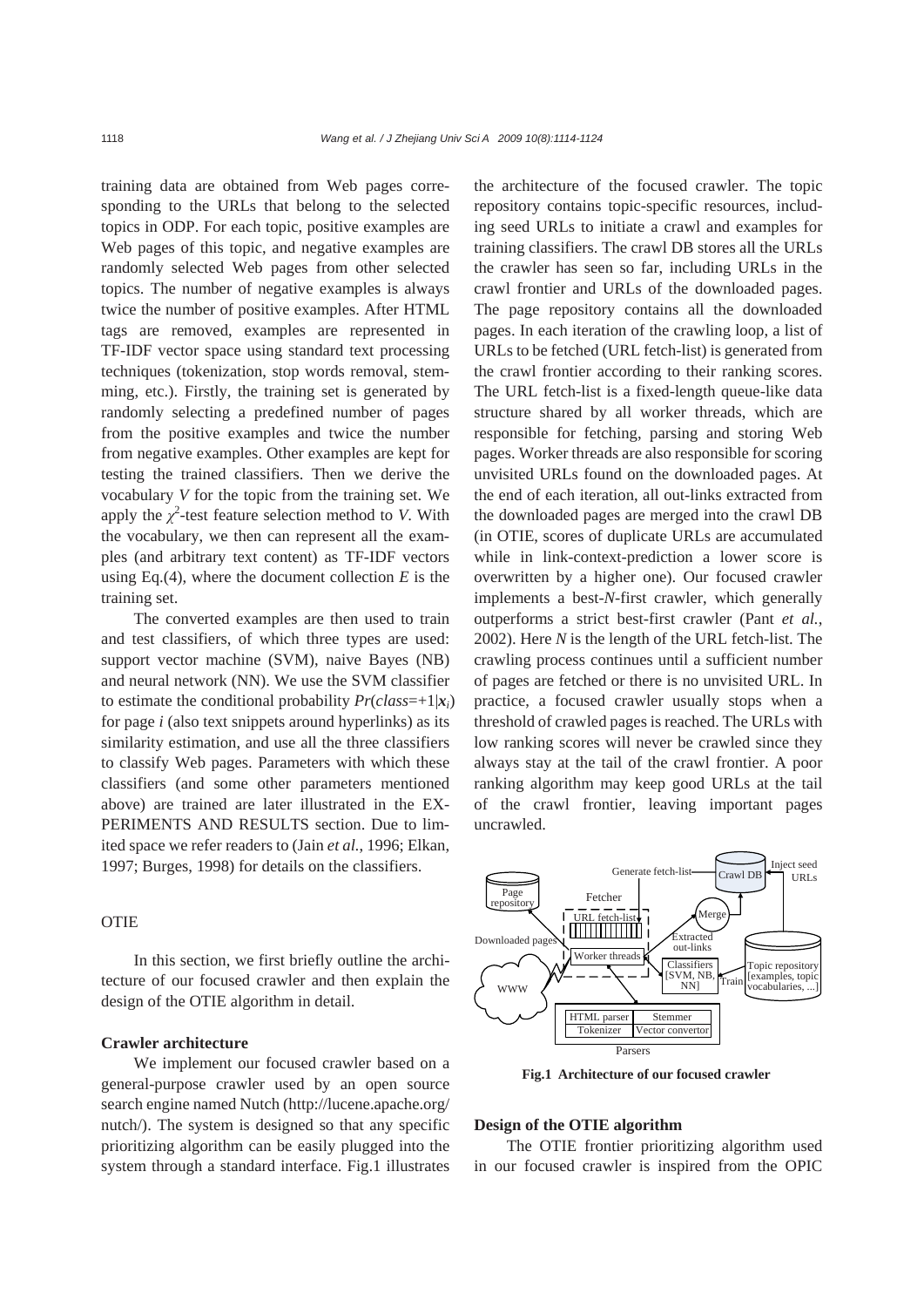training data are obtained from Web pages corresponding to the URLs that belong to the selected topics in ODP. For each topic, positive examples are Web pages of this topic, and negative examples are randomly selected Web pages from other selected topics. The number of negative examples is always twice the number of positive examples. After HTML tags are removed, examples are represented in TF-IDF vector space using standard text processing techniques (tokenization, stop words removal, stemming, etc.). Firstly, the training set is generated by randomly selecting a predefined number of pages from the positive examples and twice the number from negative examples. Other examples are kept for testing the trained classifiers. Then we derive the vocabulary $V$ for the topic from the training set. We apply the $\chi^2$-test feature selection method to $V$. With the vocabulary, we then can represent all the examples (and arbitrary text content) as TF-IDF vectors using Eq.(4), where the document collection $E$ is the training set.

The converted examples are then used to train and test classifiers, of which three types are used: support vector machine (SVM), naive Bayes (NB) and neural network (NN). We use the SVM classifier to estimate the conditional probability $Pr(class=+1|\boldsymbol{x}_i)$ for page $i$ (also text snippets around hyperlinks) as its similarity estimation, and use all the three classifiers to classify Web pages. Parameters with which these classifiers (and some other parameters mentioned above) are trained are later illustrated in the EXPERIMENTS AND RESULTS section. Due to limited space we refer readers to (Jain *et al.*, 1996; Elkan, 1997; Burges, 1998) for details on the classifiers.

## OTIE

In this section, we first briefly outline the architecture of our focused crawler and then explain the design of the OTIE algorithm in detail.

### Crawler architecture

We implement our focused crawler based on a general-purpose crawler used by an open source search engine named Nutch (http://lucene.apache.org/nutch/). The system is designed so that any specific prioritizing algorithm can be easily plugged into the system through a standard interface. Fig.1 illustrates the architecture of the focused crawler. The topic repository contains topic-specific resources, including seed URLs to initiate a crawl and examples for training classifiers. The crawl DB stores all the URLs the crawler has seen so far, including URLs in the crawl frontier and URLs of the downloaded pages. The page repository contains all the downloaded pages. In each iteration of the crawling loop, a list of URLs to be fetched (URL fetch-list) is generated from the crawl frontier according to their ranking scores. The URL fetch-list is a fixed-length queue-like data structure shared by all worker threads, which are responsible for fetching, parsing and storing Web pages. Worker threads are also responsible for scoring unvisited URLs found on the downloaded pages. At the end of each iteration, all out-links extracted from the downloaded pages are merged into the crawl DB (in OTIE, scores of duplicate URLs are accumulated while in link-context-prediction a lower score is overwritten by a higher one). Our focused crawler implements a best-$N$-first crawler, which generally outperforms a strict best-first crawler (Pant *et al.*, 2002). Here $N$ is the length of the URL fetch-list. The crawling process continues until a sufficient number of pages are fetched or there is no unvisited URL. In practice, a focused crawler usually stops when a threshold of crawled pages is reached. The URLs with low ranking scores will never be crawled since they always stay at the tail of the crawl frontier. A poor ranking algorithm may keep good URLs at the tail of the crawl frontier, leaving important pages uncrawled.

Generate fetch-list
Crawl DB
Inject seed URLs
Page repository
Fetcher
URL fetch-list
Merge
Downloaded pages
Extracted out-links
Worker threads
Classifiers [SVM, NB, NN]
Train
Topic repository [examples, topic vocabularies, ...]
WWW
HTML parser
Stemmer
Tokenizer
Vector convertor
Parsers

**Fig.1 Architecture of our focused crawler**

### Design of the OTIE algorithm

The OTIE frontier prioritizing algorithm used in our focused crawler is inspired from the OPIC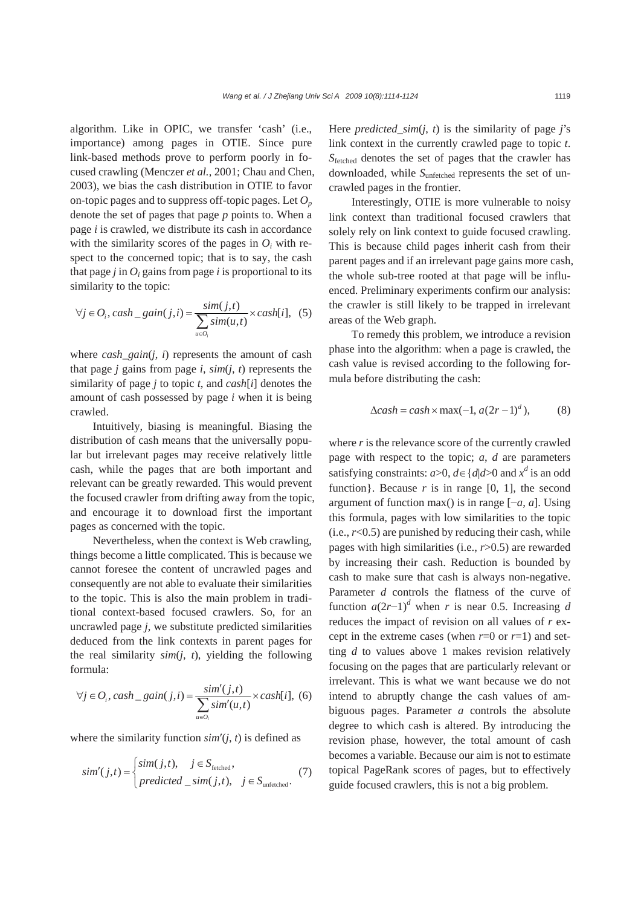algorithm. Like in OPIC, we transfer 'cash' (i.e., importance) among pages in OTIE. Since pure link-based methods prove to perform poorly in focused crawling (Menczer *et al.*, 2001; Chau and Chen, 2003), we bias the cash distribution in OTIE to favor on-topic pages and to suppress off-topic pages. Let $O_p$ denote the set of pages that page $p$ points to. When a page $i$ is crawled, we distribute its cash in accordance with the similarity scores of the pages in $O_i$ with respect to the concerned topic; that is to say, the cash that page $j$ in $O_i$ gains from page $i$ is proportional to its similarity to the topic:

$$\forall j \in O_i, cash\_gain(j,i) = \frac{sim(j,t)}{\sum_{u \in O_i} sim(u,t)} \times cash[i], \quad (5)$$

where $cash\_gain(j, i)$ represents the amount of cash that page $j$ gains from page $i$, $sim(j, t)$ represents the similarity of page $j$ to topic $t$, and $cash[i]$ denotes the amount of cash possessed by page $i$ when it is being crawled.

Intuitively, biasing is meaningful. Biasing the distribution of cash means that the universally popular but irrelevant pages may receive relatively little cash, while the pages that are both important and relevant can be greatly rewarded. This would prevent the focused crawler from drifting away from the topic, and encourage it to download first the important pages as concerned with the topic.

Nevertheless, when the context is Web crawling, things become a little complicated. This is because we cannot foresee the content of uncrawled pages and consequently are not able to evaluate their similarities to the topic. This is also the main problem in traditional context-based focused crawlers. So, for an uncrawled page $j$, we substitute predicted similarities deduced from the link contexts in parent pages for the real similarity $sim(j, t)$, yielding the following formula:

$$\forall j \in O_i, cash\_gain(j,i) = \frac{sim'(j,t)}{\sum_{u \in O_i} sim'(u,t)} \times cash[i], \quad (6)$$

where the similarity function $sim'(j, t)$ is defined as

$$sim'(j,t) = \begin{cases} sim(j,t), & j \in S_{\text{fetched}}, \\ predicted\_sim(j,t), & j \in S_{\text{unfetched}}. \end{cases} \quad (7)$$

Here $predicted\_sim(j, t)$ is the similarity of page $j$'s link context in the currently crawled page to topic $t$. $S_{\text{fetched}}$ denotes the set of pages that the crawler has downloaded, while $S_{\text{unfetched}}$ represents the set of uncrawled pages in the frontier.

Interestingly, OTIE is more vulnerable to noisy link context than traditional focused crawlers that solely rely on link context to guide focused crawling. This is because child pages inherit cash from their parent pages and if an irrelevant page gains more cash, the whole sub-tree rooted at that page will be influenced. Preliminary experiments confirm our analysis: the crawler is still likely to be trapped in irrelevant areas of the Web graph.

To remedy this problem, we introduce a revision phase into the algorithm: when a page is crawled, the cash value is revised according to the following formula before distributing the cash:

$$\Delta cash = cash \times \max(-1, a(2r-1)^d), \quad (8)$$

where $r$ is the relevance score of the currently crawled page with respect to the topic; $a$, $d$ are parameters satisfying constraints: $a>0$, $d \in \{d | d>0$ and $x^d$ is an odd function$\}$. Because $r$ is in range [0, 1], the second argument of function max() is in range $[-a, a]$. Using this formula, pages with low similarities to the topic (i.e., $r<0.5$) are punished by reducing their cash, while pages with high similarities (i.e., $r>0.5$) are rewarded by increasing their cash. Reduction is bounded by cash to make sure that cash is always non-negative. Parameter $d$ controls the flatness of the curve of function $a(2r-1)^d$ when $r$ is near 0.5. Increasing $d$ reduces the impact of revision on all values of $r$ except in the extreme cases (when $r=0$ or $r=1$) and setting $d$ to values above 1 makes revision relatively focusing on the pages that are particularly relevant or irrelevant. This is what we want because we do not intend to abruptly change the cash values of ambiguous pages. Parameter $a$ controls the absolute degree to which cash is altered. By introducing the revision phase, however, the total amount of cash becomes a variable. Because our aim is not to estimate topical PageRank scores of pages, but to effectively guide focused crawlers, this is not a big problem.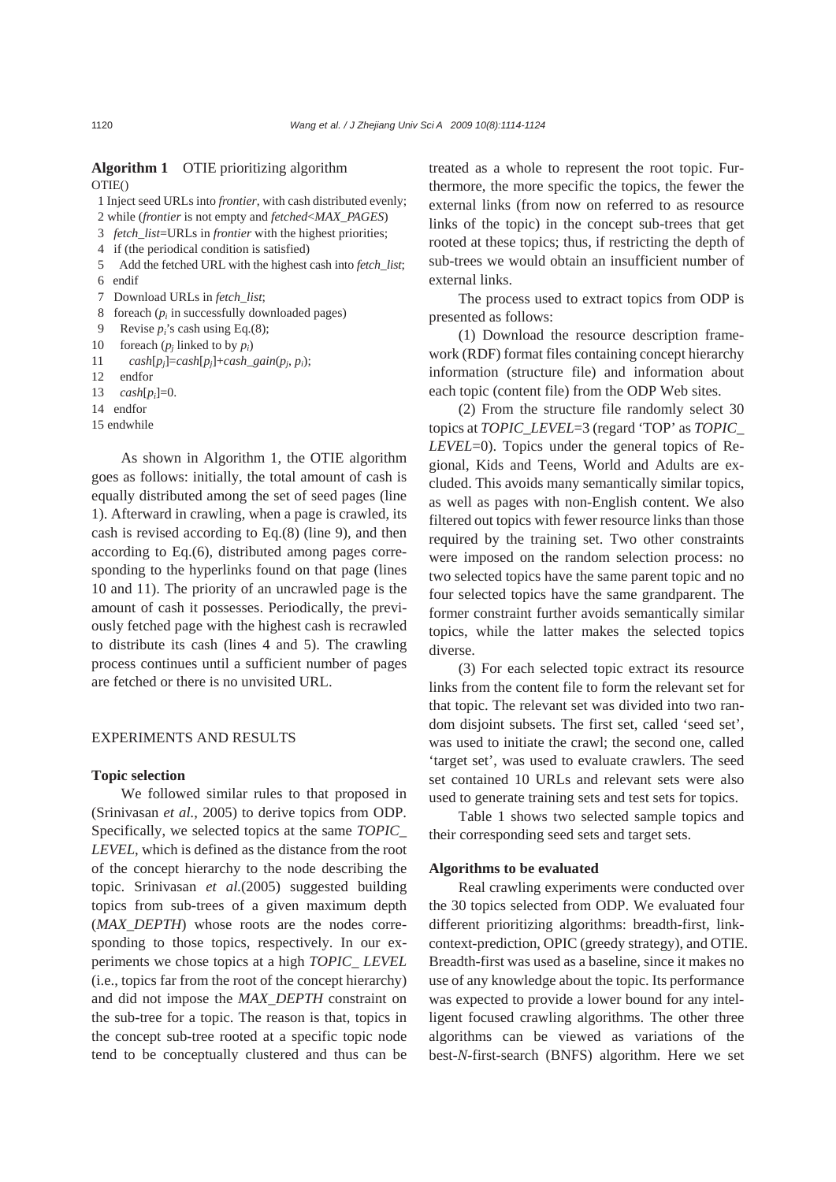**Algorithm 1** OTIE prioritizing algorithm

```
OTIE()
 1 Inject seed URLs into frontier, with cash distributed evenly;
 2 while (frontier is not empty and fetched<MAX_PAGES)
 3   fetch_list=URLs in frontier with the highest priorities;
 4   if (the periodical condition is satisfied)
 5     Add the fetched URL with the highest cash into fetch_list;
 6   endif
 7   Download URLs in fetch_list;
 8   foreach (p_i in successfully downloaded pages)
 9     Revise p_i's cash using Eq.(8);
10     foreach (p_j linked to by p_i)
11       cash[p_j]=cash[p_j]+cash_gain(p_j, p_i);
12     endfor
13     cash[p_i]=0.
14   endfor
15 endwhile
```

As shown in Algorithm 1, the OTIE algorithm goes as follows: initially, the total amount of cash is equally distributed among the set of seed pages (line 1). Afterward in crawling, when a page is crawled, its cash is revised according to Eq.(8) (line 9), and then according to Eq.(6), distributed among pages corresponding to the hyperlinks found on that page (lines 10 and 11). The priority of an uncrawled page is the amount of cash it possesses. Periodically, the previously fetched page with the highest cash is recrawled to distribute its cash (lines 4 and 5). The crawling process continues until a sufficient number of pages are fetched or there is no unvisited URL.

## EXPERIMENTS AND RESULTS

### Topic selection

We followed similar rules to that proposed in (Srinivasan *et al.*, 2005) to derive topics from ODP. Specifically, we selected topics at the same *TOPIC_LEVEL*, which is defined as the distance from the root of the concept hierarchy to the node describing the topic. Srinivasan *et al.*(2005) suggested building topics from sub-trees of a given maximum depth (*MAX_DEPTH*) whose roots are the nodes corresponding to those topics, respectively. In our experiments we chose topics at a high *TOPIC_ LEVEL* (i.e., topics far from the root of the concept hierarchy) and did not impose the *MAX_DEPTH* constraint on the sub-tree for a topic. The reason is that, topics in the concept sub-tree rooted at a specific topic node tend to be conceptually clustered and thus can be treated as a whole to represent the root topic. Furthermore, the more specific the topics, the fewer the external links (from now on referred to as resource links of the topic) in the concept sub-trees that get rooted at these topics; thus, if restricting the depth of sub-trees we would obtain an insufficient number of external links.

The process used to extract topics from ODP is presented as follows:

(1) Download the resource description framework (RDF) format files containing concept hierarchy information (structure file) and information about each topic (content file) from the ODP Web sites.

(2) From the structure file randomly select 30 topics at *TOPIC_LEVEL*=3 (regard 'TOP' as *TOPIC_ LEVEL*=0). Topics under the general topics of Regional, Kids and Teens, World and Adults are excluded. This avoids many semantically similar topics, as well as pages with non-English content. We also filtered out topics with fewer resource links than those required by the training set. Two other constraints were imposed on the random selection process: no two selected topics have the same parent topic and no four selected topics have the same grandparent. The former constraint further avoids semantically similar topics, while the latter makes the selected topics diverse.

(3) For each selected topic extract its resource links from the content file to form the relevant set for that topic. The relevant set was divided into two random disjoint subsets. The first set, called 'seed set', was used to initiate the crawl; the second one, called 'target set', was used to evaluate crawlers. The seed set contained 10 URLs and relevant sets were also used to generate training sets and test sets for topics.

Table 1 shows two selected sample topics and their corresponding seed sets and target sets.

### Algorithms to be evaluated

Real crawling experiments were conducted over the 30 topics selected from ODP. We evaluated four different prioritizing algorithms: breadth-first, link-context-prediction, OPIC (greedy strategy), and OTIE. Breadth-first was used as a baseline, since it makes no use of any knowledge about the topic. Its performance was expected to provide a lower bound for any intelligent focused crawling algorithms. The other three algorithms can be viewed as variations of the best-*N*-first-search (BNFS) algorithm. Here we set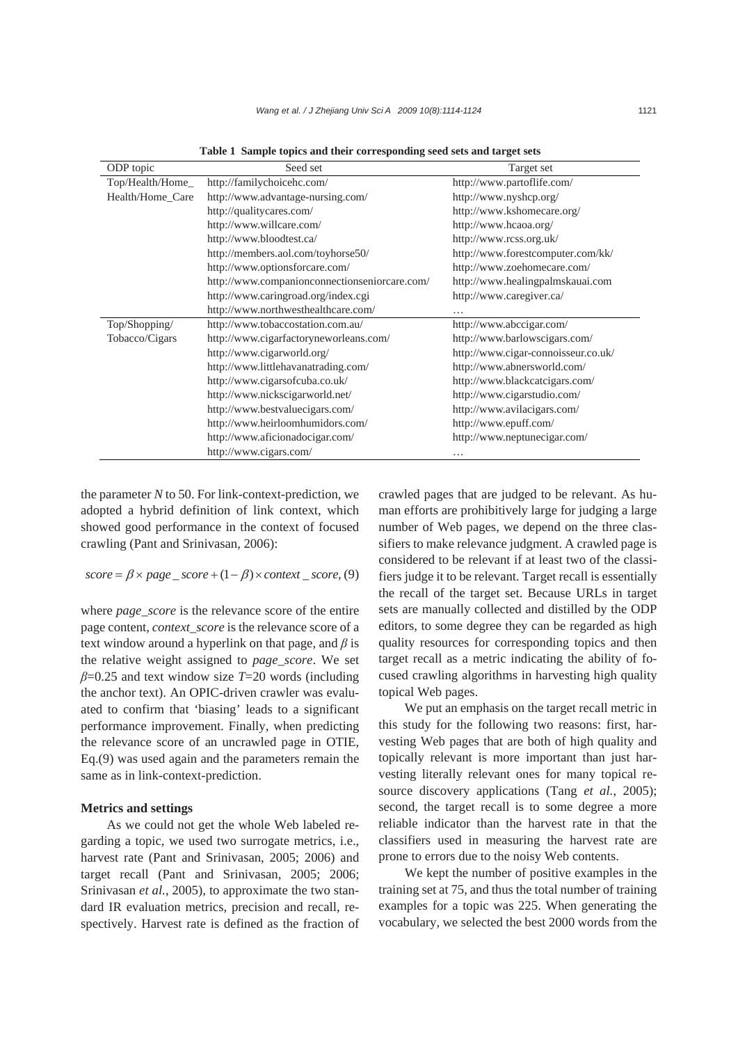**Table 1 Sample topics and their corresponding seed sets and target sets**

| ODP topic | Seed set | Target set |
|---|---|---|
| Top/Health/Home_ Health/Home_Care | http://familychoicehc.com/ | http://www.partoflife.com/ |
| | http://www.advantage-nursing.com/ | http://www.nyshcp.org/ |
| | http://qualitycares.com/ | http://www.kshomecare.org/ |
| | http://www.willcare.com/ | http://www.hcaoa.org/ |
| | http://www.bloodtest.ca/ | http://www.rcss.org.uk/ |
| | http://members.aol.com/toyhorse50/ | http://www.forestcomputer.com/kk/ |
| | http://www.optionsforcare.com/ | http://www.zoehomecare.com/ |
| | http://www.companionconnectionseniorcare.com/ | http://www.healingpalmskauai.com |
| | http://www.caringroad.org/index.cgi | http://www.caregiver.ca/ |
| | http://www.northwesthealthcare.com/ | … |
| Top/Shopping/ Tobacco/Cigars | http://www.tobaccostation.com.au/ | http://www.abccigar.com/ |
| | http://www.cigarfactoryneworleans.com/ | http://www.barlowscigars.com/ |
| | http://www.cigarworld.org/ | http://www.cigar-connoisseur.co.uk/ |
| | http://www.littlehavanatrading.com/ | http://www.abnersworld.com/ |
| | http://www.cigarsofcuba.co.uk/ | http://www.blackcatcigars.com/ |
| | http://www.nickscigarworld.net/ | http://www.cigarstudio.com/ |
| | http://www.bestvaluecigars.com/ | http://www.avilacigars.com/ |
| | http://www.heirloomhumidors.com/ | http://www.epuff.com/ |
| | http://www.aficionadocigar.com/ | http://www.neptunecigar.com/ |
| | http://www.cigars.com/ | … |

the parameter $N$ to 50. For link-context-prediction, we adopted a hybrid definition of link context, which showed good performance in the context of focused crawling (Pant and Srinivasan, 2006):

$$score = \beta \times page\_score + (1-\beta) \times context\_score, \quad (9)$$

where *page_score* is the relevance score of the entire page content, *context_score* is the relevance score of a text window around a hyperlink on that page, and $\beta$ is the relative weight assigned to *page_score*. We set $\beta$=0.25 and text window size $T$=20 words (including the anchor text). An OPIC-driven crawler was evaluated to confirm that 'biasing' leads to a significant performance improvement. Finally, when predicting the relevance score of an uncrawled page in OTIE, Eq.(9) was used again and the parameters remain the same as in link-context-prediction.

**Metrics and settings**

As we could not get the whole Web labeled regarding a topic, we used two surrogate metrics, i.e., harvest rate (Pant and Srinivasan, 2005; 2006) and target recall (Pant and Srinivasan, 2005; 2006; Srinivasan *et al.*, 2005), to approximate the two standard IR evaluation metrics, precision and recall, respectively. Harvest rate is defined as the fraction of crawled pages that are judged to be relevant. As human efforts are prohibitively large for judging a large number of Web pages, we depend on the three classifiers to make relevance judgment. A crawled page is considered to be relevant if at least two of the classifiers judge it to be relevant. Target recall is essentially the recall of the target set. Because URLs in target sets are manually collected and distilled by the ODP editors, to some degree they can be regarded as high quality resources for corresponding topics and then target recall as a metric indicating the ability of focused crawling algorithms in harvesting high quality topical Web pages.

We put an emphasis on the target recall metric in this study for the following two reasons: first, harvesting Web pages that are both of high quality and topically relevant is more important than just harvesting literally relevant ones for many topical resource discovery applications (Tang *et al.*, 2005); second, the target recall is to some degree a more reliable indicator than the harvest rate in that the classifiers used in measuring the harvest rate are prone to errors due to the noisy Web contents.

We kept the number of positive examples in the training set at 75, and thus the total number of training examples for a topic was 225. When generating the vocabulary, we selected the best 2000 words from the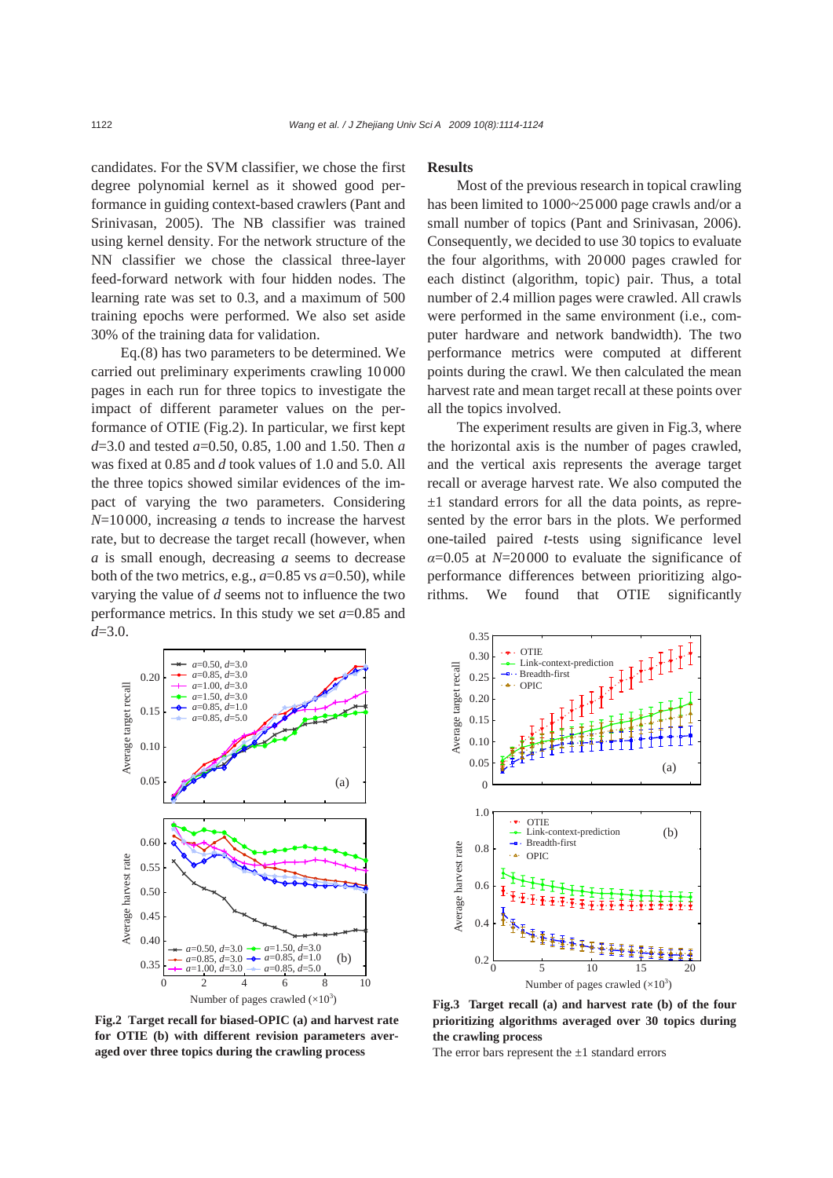candidates. For the SVM classifier, we chose the first degree polynomial kernel as it showed good performance in guiding context-based crawlers (Pant and Srinivasan, 2005). The NB classifier was trained using kernel density. For the network structure of the NN classifier we chose the classical three-layer feed-forward network with four hidden nodes. The learning rate was set to 0.3, and a maximum of 500 training epochs were performed. We also set aside 30% of the training data for validation.

Eq.(8) has two parameters to be determined. We carried out preliminary experiments crawling 10 000 pages in each run for three topics to investigate the impact of different parameter values on the performance of OTIE (Fig.2). In particular, we first kept $d$=3.0 and tested $a$=0.50, 0.85, 1.00 and 1.50. Then $a$ was fixed at 0.85 and $d$ took values of 1.0 and 5.0. All the three topics showed similar evidences of the impact of varying the two parameters. Considering $N$=10 000, increasing $a$ tends to increase the harvest rate, but to decrease the target recall (however, when $a$ is small enough, decreasing $a$ seems to decrease both of the two metrics, e.g., $a$=0.85 vs $a$=0.50), while varying the value of $d$ seems not to influence the two performance metrics. In this study we set $a$=0.85 and $d$=3.0.

**Fig.2 Target recall for biased-OPIC (a) and harvest rate for OTIE (b) with different revision parameters averaged over three topics during the crawling process**

## Results

Most of the previous research in topical crawling has been limited to 1000~25 000 page crawls and/or a small number of topics (Pant and Srinivasan, 2006). Consequently, we decided to use 30 topics to evaluate the four algorithms, with 20 000 pages crawled for each distinct (algorithm, topic) pair. Thus, a total number of 2.4 million pages were crawled. All crawls were performed in the same environment (i.e., computer hardware and network bandwidth). The two performance metrics were computed at different points during the crawl. We then calculated the mean harvest rate and mean target recall at these points over all the topics involved.

The experiment results are given in Fig.3, where the horizontal axis is the number of pages crawled, and the vertical axis represents the average target recall or average harvest rate. We also computed the ±1 standard errors for all the data points, as represented by the error bars in the plots. We performed one-tailed paired $t$-tests using significance level $\alpha$=0.05 at $N$=20 000 to evaluate the significance of performance differences between prioritizing algorithms. We found that OTIE significantly

**Fig.3 Target recall (a) and harvest rate (b) of the four prioritizing algorithms averaged over 30 topics during the crawling process**

The error bars represent the ±1 standard errors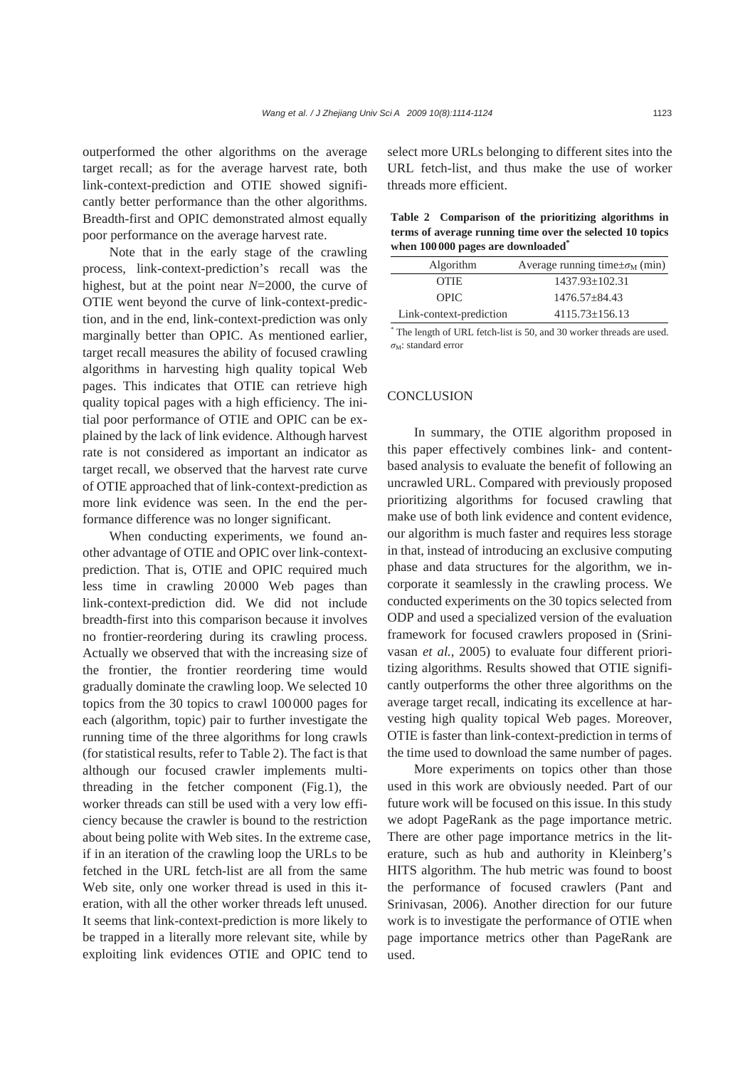outperformed the other algorithms on the average target recall; as for the average harvest rate, both link-context-prediction and OTIE showed significantly better performance than the other algorithms. Breadth-first and OPIC demonstrated almost equally poor performance on the average harvest rate.

Note that in the early stage of the crawling process, link-context-prediction's recall was the highest, but at the point near $N$=2000, the curve of OTIE went beyond the curve of link-context-prediction, and in the end, link-context-prediction was only marginally better than OPIC. As mentioned earlier, target recall measures the ability of focused crawling algorithms in harvesting high quality topical Web pages. This indicates that OTIE can retrieve high quality topical pages with a high efficiency. The initial poor performance of OTIE and OPIC can be explained by the lack of link evidence. Although harvest rate is not considered as important an indicator as target recall, we observed that the harvest rate curve of OTIE approached that of link-context-prediction as more link evidence was seen. In the end the performance difference was no longer significant.

When conducting experiments, we found another advantage of OTIE and OPIC over link-context-prediction. That is, OTIE and OPIC required much less time in crawling 20000 Web pages than link-context-prediction did. We did not include breadth-first into this comparison because it involves no frontier-reordering during its crawling process. Actually we observed that with the increasing size of the frontier, the frontier reordering time would gradually dominate the crawling loop. We selected 10 topics from the 30 topics to crawl 100000 pages for each (algorithm, topic) pair to further investigate the running time of the three algorithms for long crawls (for statistical results, refer to Table 2). The fact is that although our focused crawler implements multi-threading in the fetcher component (Fig.1), the worker threads can still be used with a very low efficiency because the crawler is bound to the restriction about being polite with Web sites. In the extreme case, if in an iteration of the crawling loop the URLs to be fetched in the URL fetch-list are all from the same Web site, only one worker thread is used in this iteration, with all the other worker threads left unused. It seems that link-context-prediction is more likely to be trapped in a literally more relevant site, while by exploiting link evidences OTIE and OPIC tend to select more URLs belonging to different sites into the URL fetch-list, and thus make the use of worker threads more efficient.

**Table 2 Comparison of the prioritizing algorithms in terms of average running time over the selected 10 topics when 100000 pages are downloaded\***

| Algorithm | Average running time±$\sigma_M$ (min) |
|---|---|
| OTIE | 1437.93±102.31 |
| OPIC | 1476.57±84.43 |
| Link-context-prediction | 4115.73±156.13 |

\* The length of URL fetch-list is 50, and 30 worker threads are used. $\sigma_M$: standard error

## CONCLUSION

In summary, the OTIE algorithm proposed in this paper effectively combines link- and content-based analysis to evaluate the benefit of following an uncrawled URL. Compared with previously proposed prioritizing algorithms for focused crawling that make use of both link evidence and content evidence, our algorithm is much faster and requires less storage in that, instead of introducing an exclusive computing phase and data structures for the algorithm, we incorporate it seamlessly in the crawling process. We conducted experiments on the 30 topics selected from ODP and used a specialized version of the evaluation framework for focused crawlers proposed in (Srinivasan *et al.*, 2005) to evaluate four different prioritizing algorithms. Results showed that OTIE significantly outperforms the other three algorithms on the average target recall, indicating its excellence at harvesting high quality topical Web pages. Moreover, OTIE is faster than link-context-prediction in terms of the time used to download the same number of pages.

More experiments on topics other than those used in this work are obviously needed. Part of our future work will be focused on this issue. In this study we adopt PageRank as the page importance metric. There are other page importance metrics in the literature, such as hub and authority in Kleinberg's HITS algorithm. The hub metric was found to boost the performance of focused crawlers (Pant and Srinivasan, 2006). Another direction for our future work is to investigate the performance of OTIE when page importance metrics other than PageRank are used.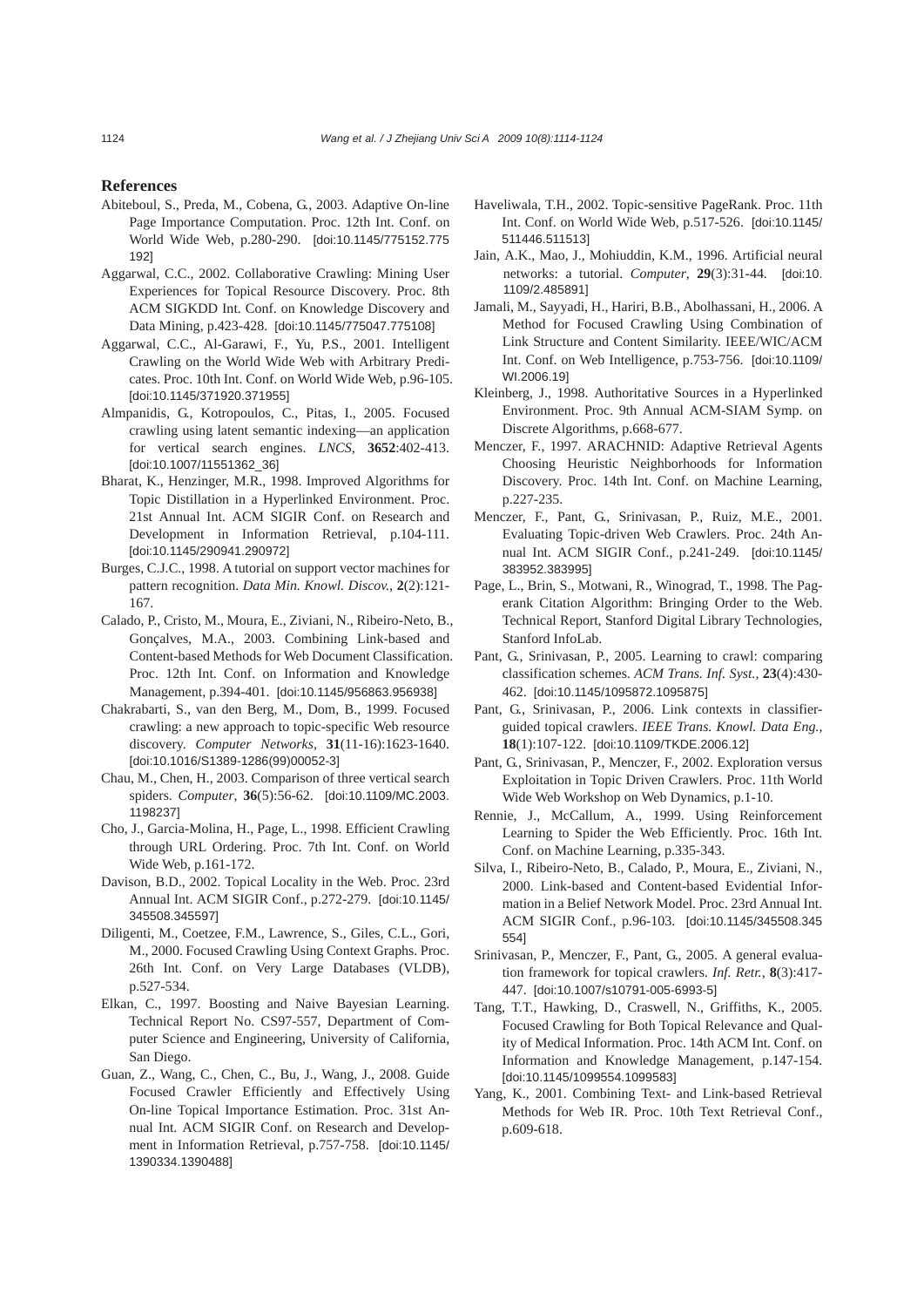## References

Abiteboul, S., Preda, M., Cobena, G., 2003. Adaptive On-line Page Importance Computation. Proc. 12th Int. Conf. on World Wide Web, p.280-290. [doi:10.1145/775152.775192]

Aggarwal, C.C., 2002. Collaborative Crawling: Mining User Experiences for Topical Resource Discovery. Proc. 8th ACM SIGKDD Int. Conf. on Knowledge Discovery and Data Mining, p.423-428. [doi:10.1145/775047.775108]

Aggarwal, C.C., Al-Garawi, F., Yu, P.S., 2001. Intelligent Crawling on the World Wide Web with Arbitrary Predicates. Proc. 10th Int. Conf. on World Wide Web, p.96-105. [doi:10.1145/371920.371955]

Almpanidis, G., Kotropoulos, C., Pitas, I., 2005. Focused crawling using latent semantic indexing—an application for vertical search engines. *LNCS*, **3652**:402-413. [doi:10.1007/11551362_36]

Bharat, K., Henzinger, M.R., 1998. Improved Algorithms for Topic Distillation in a Hyperlinked Environment. Proc. 21st Annual Int. ACM SIGIR Conf. on Research and Development in Information Retrieval, p.104-111. [doi:10.1145/290941.290972]

Burges, C.J.C., 1998. A tutorial on support vector machines for pattern recognition. *Data Min. Knowl. Discov.*, **2**(2):121-167.

Calado, P., Cristo, M., Moura, E., Ziviani, N., Ribeiro-Neto, B., Gonçalves, M.A., 2003. Combining Link-based and Content-based Methods for Web Document Classification. Proc. 12th Int. Conf. on Information and Knowledge Management, p.394-401. [doi:10.1145/956863.956938]

Chakrabarti, S., van den Berg, M., Dom, B., 1999. Focused crawling: a new approach to topic-specific Web resource discovery. *Computer Networks*, **31**(11-16):1623-1640. [doi:10.1016/S1389-1286(99)00052-3]

Chau, M., Chen, H., 2003. Comparison of three vertical search spiders. *Computer*, **36**(5):56-62. [doi:10.1109/MC.2003.1198237]

Cho, J., Garcia-Molina, H., Page, L., 1998. Efficient Crawling through URL Ordering. Proc. 7th Int. Conf. on World Wide Web, p.161-172.

Davison, B.D., 2002. Topical Locality in the Web. Proc. 23rd Annual Int. ACM SIGIR Conf., p.272-279. [doi:10.1145/345508.345597]

Diligenti, M., Coetzee, F.M., Lawrence, S., Giles, C.L., Gori, M., 2000. Focused Crawling Using Context Graphs. Proc. 26th Int. Conf. on Very Large Databases (VLDB), p.527-534.

Elkan, C., 1997. Boosting and Naive Bayesian Learning. Technical Report No. CS97-557, Department of Computer Science and Engineering, University of California, San Diego.

Guan, Z., Wang, C., Chen, C., Bu, J., Wang, J., 2008. Guide Focused Crawler Efficiently and Effectively Using On-line Topical Importance Estimation. Proc. 31st Annual Int. ACM SIGIR Conf. on Research and Development in Information Retrieval, p.757-758. [doi:10.1145/1390334.1390488]

Haveliwala, T.H., 2002. Topic-sensitive PageRank. Proc. 11th Int. Conf. on World Wide Web, p.517-526. [doi:10.1145/511446.511513]

Jain, A.K., Mao, J., Mohiuddin, K.M., 1996. Artificial neural networks: a tutorial. *Computer*, **29**(3):31-44. [doi:10.1109/2.485891]

Jamali, M., Sayyadi, H., Hariri, B.B., Abolhassani, H., 2006. A Method for Focused Crawling Using Combination of Link Structure and Content Similarity. IEEE/WIC/ACM Int. Conf. on Web Intelligence, p.753-756. [doi:10.1109/WI.2006.19]

Kleinberg, J., 1998. Authoritative Sources in a Hyperlinked Environment. Proc. 9th Annual ACM-SIAM Symp. on Discrete Algorithms, p.668-677.

Menczer, F., 1997. ARACHNID: Adaptive Retrieval Agents Choosing Heuristic Neighborhoods for Information Discovery. Proc. 14th Int. Conf. on Machine Learning, p.227-235.

Menczer, F., Pant, G., Srinivasan, P., Ruiz, M.E., 2001. Evaluating Topic-driven Web Crawlers. Proc. 24th Annual Int. ACM SIGIR Conf., p.241-249. [doi:10.1145/383952.383995]

Page, L., Brin, S., Motwani, R., Winograd, T., 1998. The Pagerank Citation Algorithm: Bringing Order to the Web. Technical Report, Stanford Digital Library Technologies, Stanford InfoLab.

Pant, G., Srinivasan, P., 2005. Learning to crawl: comparing classification schemes. *ACM Trans. Inf. Syst.*, **23**(4):430-462. [doi:10.1145/1095872.1095875]

Pant, G., Srinivasan, P., 2006. Link contexts in classifier-guided topical crawlers. *IEEE Trans. Knowl. Data Eng.*, **18**(1):107-122. [doi:10.1109/TKDE.2006.12]

Pant, G., Srinivasan, P., Menczer, F., 2002. Exploration versus Exploitation in Topic Driven Crawlers. Proc. 11th World Wide Web Workshop on Web Dynamics, p.1-10.

Rennie, J., McCallum, A., 1999. Using Reinforcement Learning to Spider the Web Efficiently. Proc. 16th Int. Conf. on Machine Learning, p.335-343.

Silva, I., Ribeiro-Neto, B., Calado, P., Moura, E., Ziviani, N., 2000. Link-based and Content-based Evidential Information in a Belief Network Model. Proc. 23rd Annual Int. ACM SIGIR Conf., p.96-103. [doi:10.1145/345508.345554]

Srinivasan, P., Menczer, F., Pant, G., 2005. A general evaluation framework for topical crawlers. *Inf. Retr.*, **8**(3):417-447. [doi:10.1007/s10791-005-6993-5]

Tang, T.T., Hawking, D., Craswell, N., Griffiths, K., 2005. Focused Crawling for Both Topical Relevance and Quality of Medical Information. Proc. 14th ACM Int. Conf. on Information and Knowledge Management, p.147-154. [doi:10.1145/1099554.1099583]

Yang, K., 2001. Combining Text- and Link-based Retrieval Methods for Web IR. Proc. 10th Text Retrieval Conf., p.609-618.